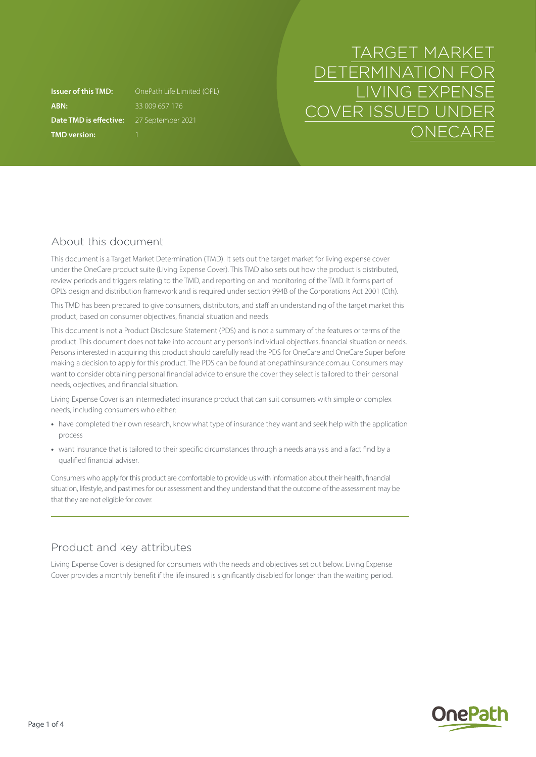# TARGET MARKET DETERMINATION FOR LIVING EXPENSE COVER ISSUED UNDER ONECARE

**Issuer of this TMD:** OnePath Life Limited (OPL)
**ABN:** 33 009 657 176
**Date TMD is effective:** 27 September 2021
**TMD version:** 1

## About this document

This document is a Target Market Determination (TMD). It sets out the target market for living expense cover under the OneCare product suite (Living Expense Cover). This TMD also sets out how the product is distributed, review periods and triggers relating to the TMD, and reporting on and monitoring of the TMD. It forms part of OPL's design and distribution framework and is required under section 994B of the Corporations Act 2001 (Cth).

This TMD has been prepared to give consumers, distributors, and staff an understanding of the target market this product, based on consumer objectives, financial situation and needs.

This document is not a Product Disclosure Statement (PDS) and is not a summary of the features or terms of the product. This document does not take into account any person's individual objectives, financial situation or needs. Persons interested in acquiring this product should carefully read the PDS for OneCare and OneCare Super before making a decision to apply for this product. The PDS can be found at onepathinsurance.com.au. Consumers may want to consider obtaining personal financial advice to ensure the cover they select is tailored to their personal needs, objectives, and financial situation.

Living Expense Cover is an intermediated insurance product that can suit consumers with simple or complex needs, including consumers who either:

- have completed their own research, know what type of insurance they want and seek help with the application process
- want insurance that is tailored to their specific circumstances through a needs analysis and a fact find by a qualified financial adviser.

Consumers who apply for this product are comfortable to provide us with information about their health, financial situation, lifestyle, and pastimes for our assessment and they understand that the outcome of the assessment may be that they are not eligible for cover.

## Product and key attributes

Living Expense Cover is designed for consumers with the needs and objectives set out below. Living Expense Cover provides a monthly benefit if the life insured is significantly disabled for longer than the waiting period.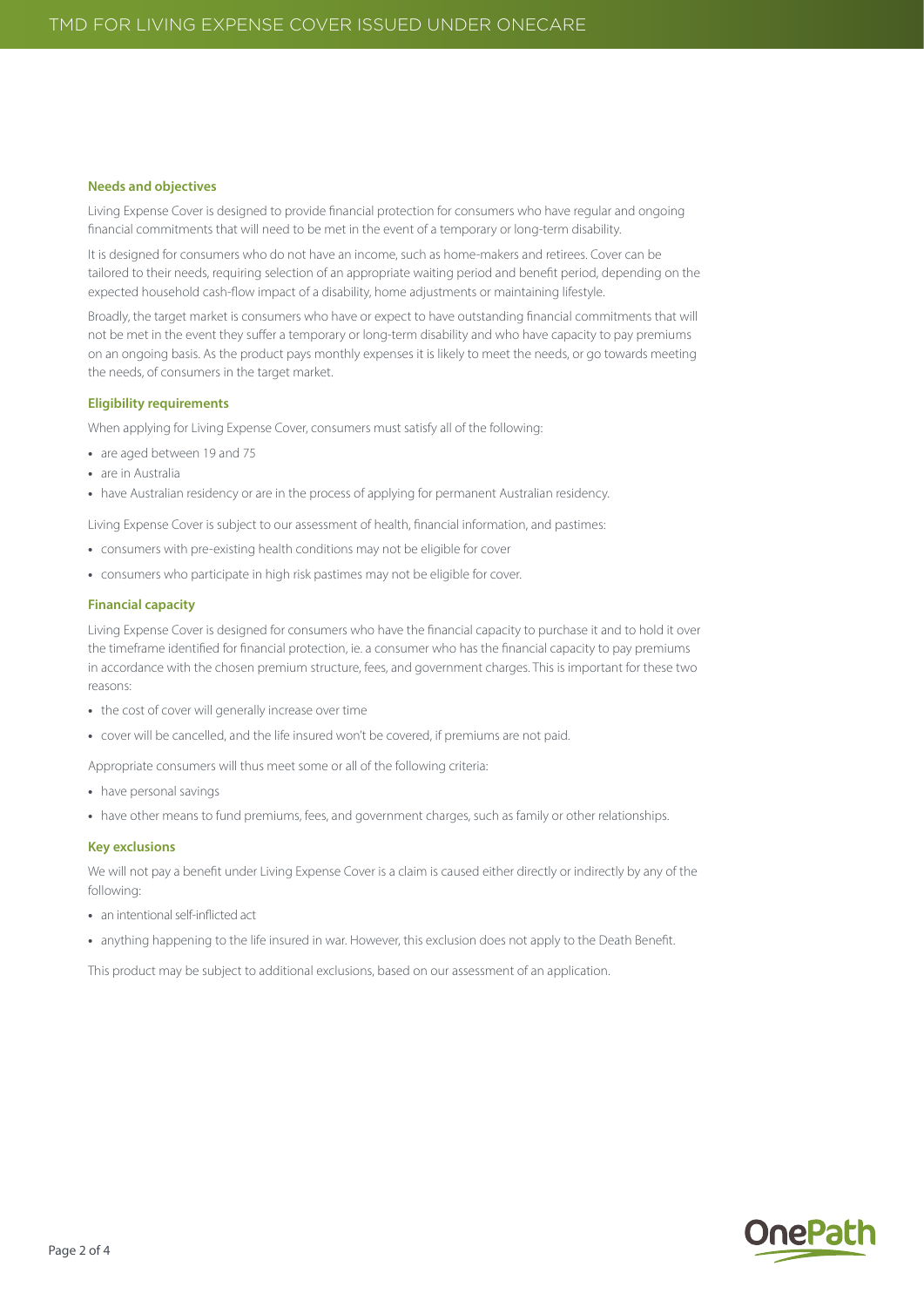### Needs and objectives

Living Expense Cover is designed to provide financial protection for consumers who have regular and ongoing financial commitments that will need to be met in the event of a temporary or long-term disability.

It is designed for consumers who do not have an income, such as home-makers and retirees. Cover can be tailored to their needs, requiring selection of an appropriate waiting period and benefit period, depending on the expected household cash-flow impact of a disability, home adjustments or maintaining lifestyle.

Broadly, the target market is consumers who have or expect to have outstanding financial commitments that will not be met in the event they suffer a temporary or long-term disability and who have capacity to pay premiums on an ongoing basis. As the product pays monthly expenses it is likely to meet the needs, or go towards meeting the needs, of consumers in the target market.

### Eligibility requirements

When applying for Living Expense Cover, consumers must satisfy all of the following:

- are aged between 19 and 75
- are in Australia
- have Australian residency or are in the process of applying for permanent Australian residency.

Living Expense Cover is subject to our assessment of health, financial information, and pastimes:

- consumers with pre-existing health conditions may not be eligible for cover
- consumers who participate in high risk pastimes may not be eligible for cover.

### Financial capacity

Living Expense Cover is designed for consumers who have the financial capacity to purchase it and to hold it over the timeframe identified for financial protection, ie. a consumer who has the financial capacity to pay premiums in accordance with the chosen premium structure, fees, and government charges. This is important for these two reasons:

- the cost of cover will generally increase over time
- cover will be cancelled, and the life insured won't be covered, if premiums are not paid.

Appropriate consumers will thus meet some or all of the following criteria:

- have personal savings
- have other means to fund premiums, fees, and government charges, such as family or other relationships.

### Key exclusions

We will not pay a benefit under Living Expense Cover is a claim is caused either directly or indirectly by any of the following:

- an intentional self-inflicted act
- anything happening to the life insured in war. However, this exclusion does not apply to the Death Benefit.

This product may be subject to additional exclusions, based on our assessment of an application.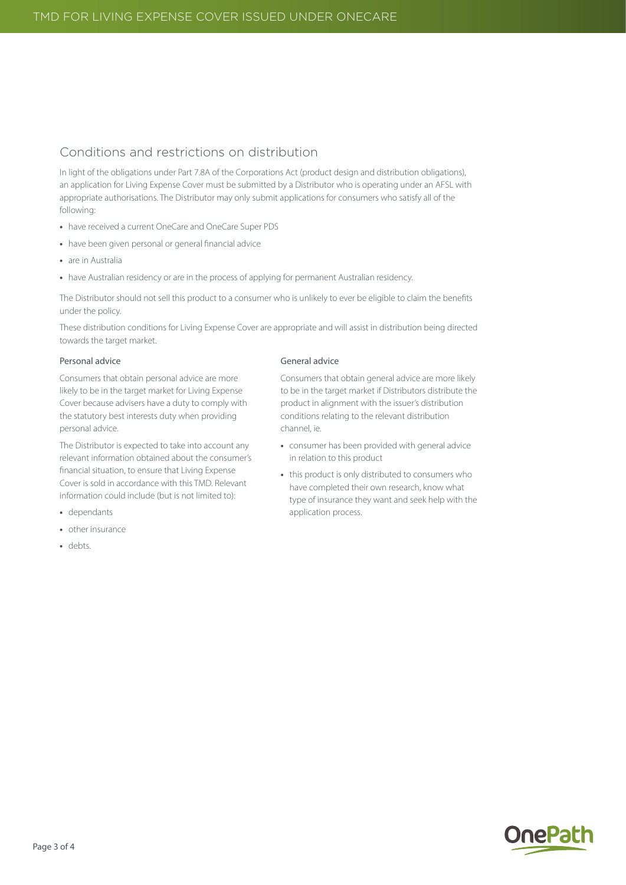## Conditions and restrictions on distribution

In light of the obligations under Part 7.8A of the Corporations Act (product design and distribution obligations), an application for Living Expense Cover must be submitted by a Distributor who is operating under an AFSL with appropriate authorisations. The Distributor may only submit applications for consumers who satisfy all of the following:

- have received a current OneCare and OneCare Super PDS
- have been given personal or general financial advice
- are in Australia
- have Australian residency or are in the process of applying for permanent Australian residency.

The Distributor should not sell this product to a consumer who is unlikely to ever be eligible to claim the benefits under the policy.

These distribution conditions for Living Expense Cover are appropriate and will assist in distribution being directed towards the target market.

### Personal advice

Consumers that obtain personal advice are more likely to be in the target market for Living Expense Cover because advisers have a duty to comply with the statutory best interests duty when providing personal advice.

The Distributor is expected to take into account any relevant information obtained about the consumer's financial situation, to ensure that Living Expense Cover is sold in accordance with this TMD. Relevant information could include (but is not limited to):

- dependants
- other insurance
- debts.

### General advice

Consumers that obtain general advice are more likely to be in the target market if Distributors distribute the product in alignment with the issuer's distribution conditions relating to the relevant distribution channel, ie.

- consumer has been provided with general advice in relation to this product
- this product is only distributed to consumers who have completed their own research, know what type of insurance they want and seek help with the application process.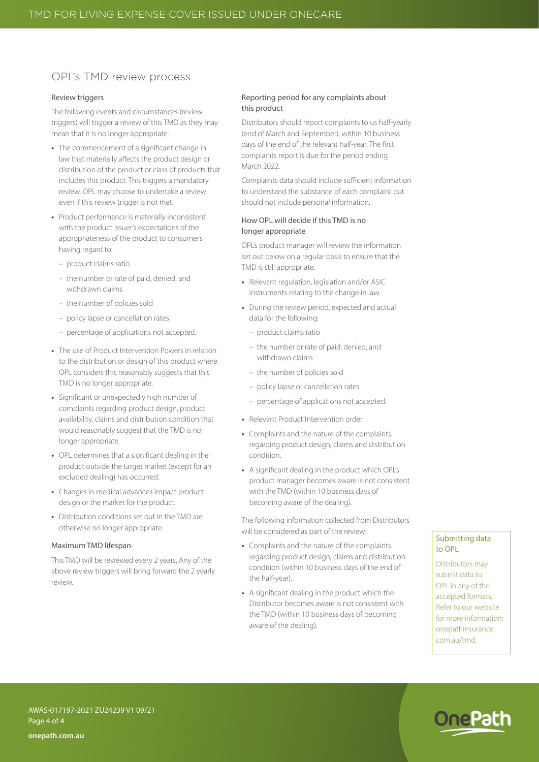## OPL's TMD review process

### Review triggers

The following events and circumstances (review triggers) will trigger a review of this TMD as they may mean that it is no longer appropriate.

- The commencement of a significant change in law that materially affects the product design or distribution of the product or class of products that includes this product. This triggers a mandatory review. OPL may choose to undertake a review even if this review trigger is not met.
- Product performance is materially inconsistent with the product issuer's expectations of the appropriateness of the product to consumers having regard to:
  - product claims ratio
  - the number or rate of paid, denied, and withdrawn claims
  - the number of policies sold
  - policy lapse or cancellation rates
  - percentage of applications not accepted.
- The use of Product Intervention Powers in relation to the distribution or design of this product where OPL considers this reasonably suggests that this TMD is no longer appropriate.
- Significant or unexpectedly high number of complaints regarding product design, product availability, claims and distribution condition that would reasonably suggest that the TMD is no longer appropriate.
- OPL determines that a significant dealing in the product outside the target market (except for an excluded dealing) has occurred.
- Changes in medical advances impact product design or the market for the product.
- Distribution conditions set out in the TMD are otherwise no longer appropriate.

### Maximum TMD lifespan

This TMD will be reviewed every 2 years. Any of the above review triggers will bring forward the 2 yearly review.

### Reporting period for any complaints about this product

Distributors should report complaints to us half-yearly (end of March and September), within 10 business days of the end of the relevant half-year. The first complaints report is due for the period ending March 2022.

Complaints data should include sufficient information to understand the substance of each complaint but should not include personal information.

### How OPL will decide if this TMD is no longer appropriate

OPL's product manager will review the information set out below on a regular basis to ensure that the TMD is still appropriate.

- Relevant regulation, legislation and/or ASIC instruments relating to the change in law.
- During the review period, expected and actual data for the following:
  - product claims ratio
  - the number or rate of paid, denied, and withdrawn claims
  - the number of policies sold
  - policy lapse or cancellation rates
  - percentage of applications not accepted.
- Relevant Product Intervention order.
- Complaints and the nature of the complaints regarding product design, claims and distribution condition.
- A significant dealing in the product which OPL's product manager becomes aware is not consistent with the TMD (within 10 business days of becoming aware of the dealing).

The following information collected from Distributors will be considered as part of the review:

- Complaints and the nature of the complaints regarding product design, claims and distribution condition (within 10 business days of the end of the half-year).
- A significant dealing in the product which the Distributor becomes aware is not consistent with the TMD (within 10 business days of becoming aware of the dealing).

**Submitting data to OPL**

Distributors may submit data to OPL in any of the accepted formats. Refer to our website for more information: onepathinsurance.com.au/tmd.

AWAS-017197-2021 ZU24239 V1 09/21

onepath.com.au